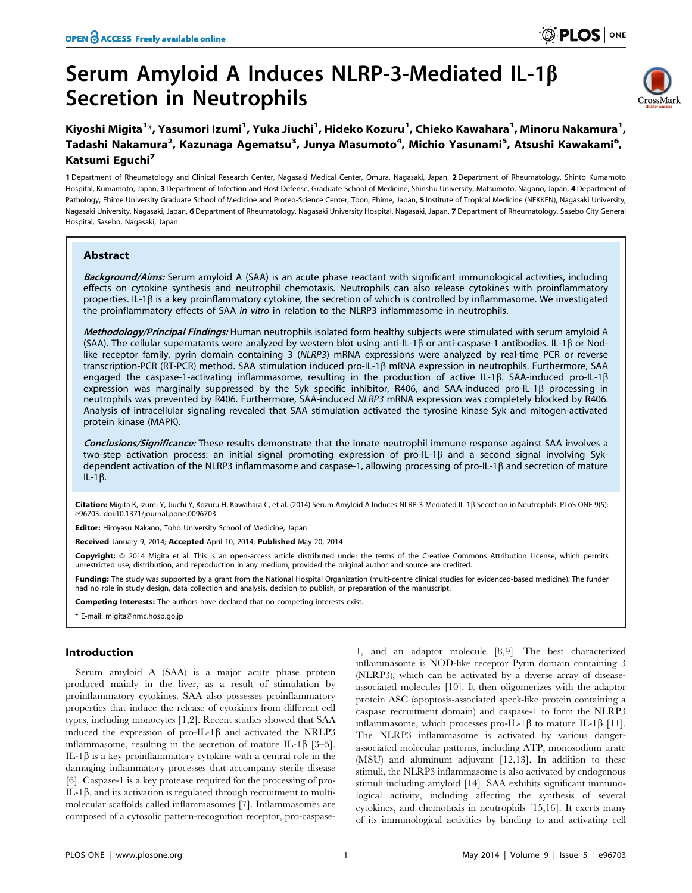# Serum Amyloid A Induces NLRP-3-Mediated IL-1β Secretion in Neutrophils

Kiyoshi Migita[1]*, Yasumori Izumi[1], Yuka Jiuchi[1], Hideko Kozuru[1], Chieko Kawahara[1], Minoru Nakamura[1], Tadashi Nakamura[2], Kazunaga Agematsu[3], Junya Masumoto[4], Michio Yasunami[5], Atsushi Kawakami[6], Katsumi Eguchi[7]

1 Department of Rheumatology and Clinical Research Center, Nagasaki Medical Center, Omura, Nagasaki, Japan, 2 Department of Rheumatology, Shinto Kumamoto Hospital, Kumamoto, Japan, 3 Department of Infection and Host Defense, Graduate School of Medicine, Shinshu University, Matsumoto, Nagano, Japan, 4 Department of Pathology, Ehime University Graduate School of Medicine and Proteo-Science Center, Toon, Ehime, Japan, 5 Institute of Tropical Medicine (NEKKEN), Nagasaki University, Nagasaki University, Nagasaki, Japan, 6 Department of Rheumatology, Nagasaki University Hospital, Nagasaki, Japan, 7 Department of Rheumatology, Sasebo City General Hospital, Sasebo, Nagasaki, Japan

## Abstract

***Background/Aims:*** Serum amyloid A (SAA) is an acute phase reactant with significant immunological activities, including effects on cytokine synthesis and neutrophil chemotaxis. Neutrophils can also release cytokines with proinflammatory properties. IL-1β is a key proinflammatory cytokine, the secretion of which is controlled by inflammasome. We investigated the proinflammatory effects of SAA *in vitro* in relation to the NLRP3 inflammasome in neutrophils.

***Methodology/Principal Findings:*** Human neutrophils isolated form healthy subjects were stimulated with serum amyloid A (SAA). The cellular supernatants were analyzed by western blot using anti-IL-1β or anti-caspase-1 antibodies. IL-1β or Nod-like receptor family, pyrin domain containing 3 (*NLRP3*) mRNA expressions were analyzed by real-time PCR or reverse transcription-PCR (RT-PCR) method. SAA stimulation induced pro-IL-1β mRNA expression in neutrophils. Furthermore, SAA engaged the caspase-1-activating inflammasome, resulting in the production of active IL-1β. SAA-induced pro-IL-1β expression was marginally suppressed by the Syk specific inhibitor, R406, and SAA-induced pro-IL-1β processing in neutrophils was prevented by R406. Furthermore, SAA-induced *NLRP3* mRNA expression was completely blocked by R406. Analysis of intracellular signaling revealed that SAA stimulation activated the tyrosine kinase Syk and mitogen-activated protein kinase (MAPK).

***Conclusions/Significance:*** These results demonstrate that the innate neutrophil immune response against SAA involves a two-step activation process: an initial signal promoting expression of pro-IL-1β and a second signal involving Syk-dependent activation of the NLRP3 inflammasome and caspase-1, allowing processing of pro-IL-1β and secretion of mature IL-1β.

**Citation:** Migita K, Izumi Y, Jiuchi Y, Kozuru H, Kawahara C, et al. (2014) Serum Amyloid A Induces NLRP-3-Mediated IL-1β Secretion in Neutrophils. PLoS ONE 9(5): e96703. doi:10.1371/journal.pone.0096703

**Editor:** Hiroyasu Nakano, Toho University School of Medicine, Japan

**Received** January 9, 2014; **Accepted** April 10, 2014; **Published** May 20, 2014

**Copyright:** © 2014 Migita et al. This is an open-access article distributed under the terms of the Creative Commons Attribution License, which permits unrestricted use, distribution, and reproduction in any medium, provided the original author and source are credited.

**Funding:** The study was supported by a grant from the National Hospital Organization (multi-centre clinical studies for evidenced-based medicine). The funder had no role in study design, data collection and analysis, decision to publish, or preparation of the manuscript.

**Competing Interests:** The authors have declared that no competing interests exist.

\* E-mail: migita@nmc.hosp.go.jp

## Introduction

Serum amyloid A (SAA) is a major acute phase protein produced mainly in the liver, as a result of stimulation by proinflammatory cytokines. SAA also possesses proinflammatory properties that induce the release of cytokines from different cell types, including monocytes [1,2]. Recent studies showed that SAA induced the expression of pro-IL-1β and activated the NRLP3 inflammasome, resulting in the secretion of mature IL-1β [3–5]. IL-1β is a key proinflammatory cytokine with a central role in the damaging inflammatory processes that accompany sterile disease [6]. Caspase-1 is a key protease required for the processing of pro-IL-1β, and its activation is regulated through recruitment to multi-molecular scaffolds called inflammasomes [7]. Inflammasomes are composed of a cytosolic pattern-recognition receptor, pro-caspase-1, and an adaptor molecule [8,9]. The best characterized inflammasome is NOD-like receptor Pyrin domain containing 3 (NLRP3), which can be activated by a diverse array of disease-associated molecules [10]. It then oligomerizes with the adaptor protein ASC (apoptosis-associated speck-like protein containing a caspase recruitment domain) and caspase-1 to form the NLRP3 inflammasome, which processes pro-IL-1β to mature IL-1β [11]. The NLRP3 inflammasome is activated by various danger-associated molecular patterns, including ATP, monosodium urate (MSU) and aluminum adjuvant [12,13]. In addition to these stimuli, the NLRP3 inflammasome is also activated by endogenous stimuli including amyloid [14]. SAA exhibits significant immunological activity, including affecting the synthesis of several cytokines, and chemotaxis in neutrophils [15,16]. It exerts many of its immunological activities by binding to and activating cell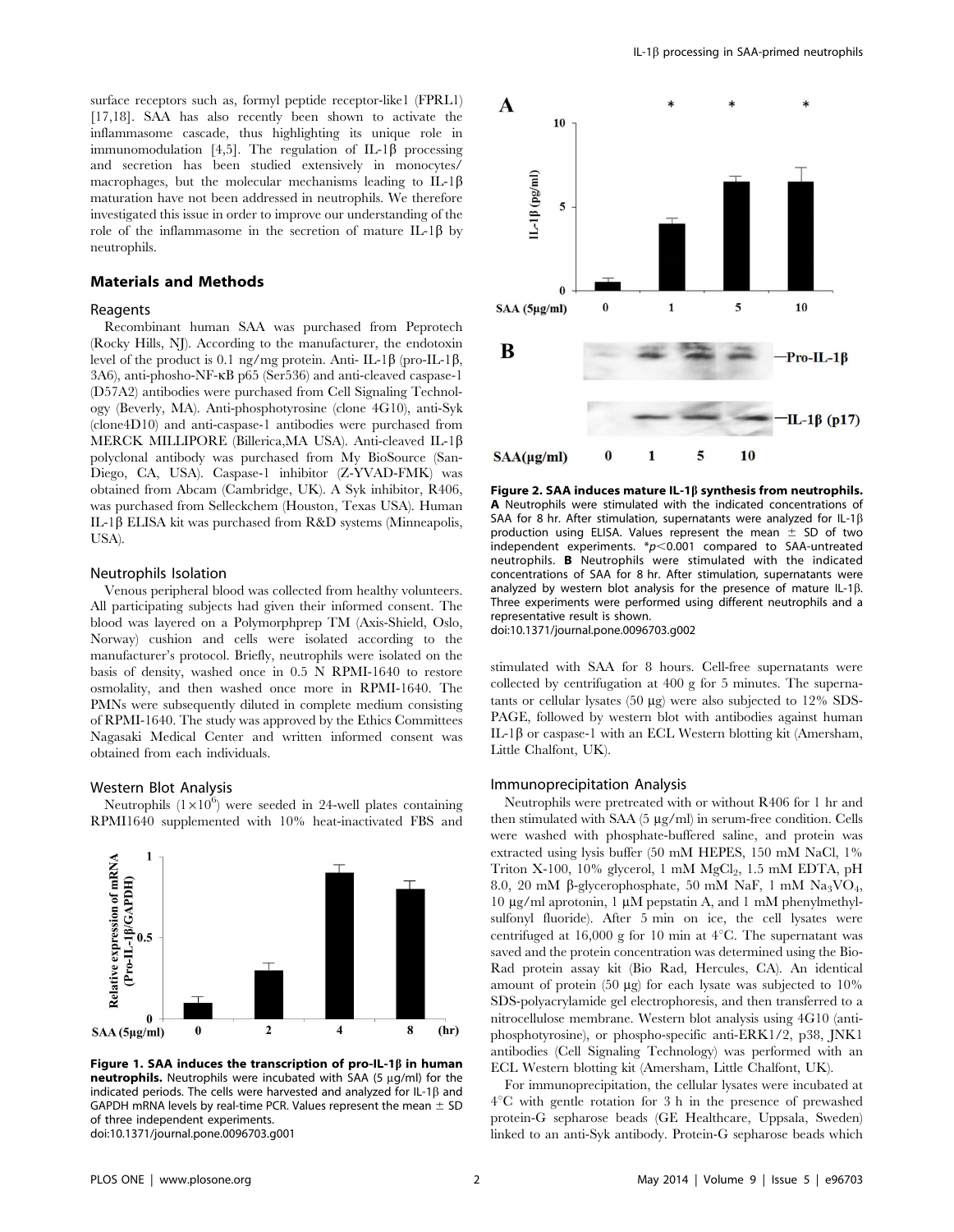surface receptors such as, formyl peptide receptor-like1 (FPRL1) [17,18]. SAA has also recently been shown to activate the inflammasome cascade, thus highlighting its unique role in immunomodulation [4,5]. The regulation of IL-1β processing and secretion has been studied extensively in monocytes/macrophages, but the molecular mechanisms leading to IL-1β maturation have not been addressed in neutrophils. We therefore investigated this issue in order to improve our understanding of the role of the inflammasome in the secretion of mature IL-1β by neutrophils.

## Materials and Methods

### Reagents

Recombinant human SAA was purchased from Peprotech (Rocky Hills, NJ). According to the manufacturer, the endotoxin level of the product is 0.1 ng/mg protein. Anti- IL-1β (pro-IL-1β, 3A6), anti-phosho-NF-κB p65 (Ser536) and anti-cleaved caspase-1 (D57A2) antibodies were purchased from Cell Signaling Technology (Beverly, MA). Anti-phosphotyrosine (clone 4G10), anti-Syk (clone4D10) and anti-caspase-1 antibodies were purchased from MERCK MILLIPORE (Billerica,MA USA). Anti-cleaved IL-1β polyclonal antibody was purchased from My BioSource (San-Diego, CA, USA). Caspase-1 inhibitor (Z-YVAD-FMK) was obtained from Abcam (Cambridge, UK). A Syk inhibitor, R406, was purchased from Selleckchem (Houston, Texas USA). Human IL-1β ELISA kit was purchased from R&D systems (Minneapolis, USA).

### Neutrophils Isolation

Venous peripheral blood was collected from healthy volunteers. All participating subjects had given their informed consent. The blood was layered on a Polymorphprep TM (Axis-Shield, Oslo, Norway) cushion and cells were isolated according to the manufacturer's protocol. Briefly, neutrophils were isolated on the basis of density, washed once in 0.5 N RPMI-1640 to restore osmolality, and then washed once more in RPMI-1640. The PMNs were subsequently diluted in complete medium consisting of RPMI-1640. The study was approved by the Ethics Committees Nagasaki Medical Center and written informed consent was obtained from each individuals.

### Western Blot Analysis

Neutrophils ($1\times10^{6}$) were seeded in 24-well plates containing RPMI1640 supplemented with 10% heat-inactivated FBS and stimulated with SAA for 8 hours. Cell-free supernatants were collected by centrifugation at 400 g for 5 minutes. The supernatants or cellular lysates (50 μg) were also subjected to 12% SDS-PAGE, followed by western blot with antibodies against human IL-1β or caspase-1 with an ECL Western blotting kit (Amersham, Little Chalfont, UK).

**Figure 1. SAA induces the transcription of pro-IL-1β in human neutrophils.** Neutrophils were incubated with SAA (5 μg/ml) for the indicated periods. The cells were harvested and analyzed for IL-1β and GAPDH mRNA levels by real-time PCR. Values represent the mean ± SD of three independent experiments.
doi:10.1371/journal.pone.0096703.g001

**Figure 2. SAA induces mature IL-1β synthesis from neutrophils.** **A** Neutrophils were stimulated with the indicated concentrations of SAA for 8 hr. After stimulation, supernatants were analyzed for IL-1β production using ELISA. Values represent the mean ± SD of two independent experiments. \*$p<0.001$ compared to SAA-untreated neutrophils. **B** Neutrophils were stimulated with the indicated concentrations of SAA for 8 hr. After stimulation, supernatants were analyzed by western blot analysis for the presence of mature IL-1β. Three experiments were performed using different neutrophils and a representative result is shown.
doi:10.1371/journal.pone.0096703.g002

### Immunoprecipitation Analysis

Neutrophils were pretreated with or without R406 for 1 hr and then stimulated with SAA (5 μg/ml) in serum-free condition. Cells were washed with phosphate-buffered saline, and protein was extracted using lysis buffer (50 mM HEPES, 150 mM NaCl, 1% Triton X-100, 10% glycerol, 1 mM $MgCl_2$, 1.5 mM EDTA, pH 8.0, 20 mM β-glycerophosphate, 50 mM NaF, 1 mM $Na_3VO_4$, 10 μg/ml aprotonin, 1 μM pepstatin A, and 1 mM phenylmethylsulfonyl fluoride). After 5 min on ice, the cell lysates were centrifuged at 16,000 g for 10 min at 4°C. The supernatant was saved and the protein concentration was determined using the Bio-Rad protein assay kit (Bio Rad, Hercules, CA). An identical amount of protein (50 μg) for each lysate was subjected to 10% SDS-polyacrylamide gel electrophoresis, and then transferred to a nitrocellulose membrane. Western blot analysis using 4G10 (anti-phosphotyrosine), or phospho-specific anti-ERK1/2, p38, JNK1 antibodies (Cell Signaling Technology) was performed with an ECL Western blotting kit (Amersham, Little Chalfont, UK).

For immunoprecipitation, the cellular lysates were incubated at 4°C with gentle rotation for 3 h in the presence of prewashed protein-G sepharose beads (GE Healthcare, Uppsala, Sweden) linked to an anti-Syk antibody. Protein-G sepharose beads which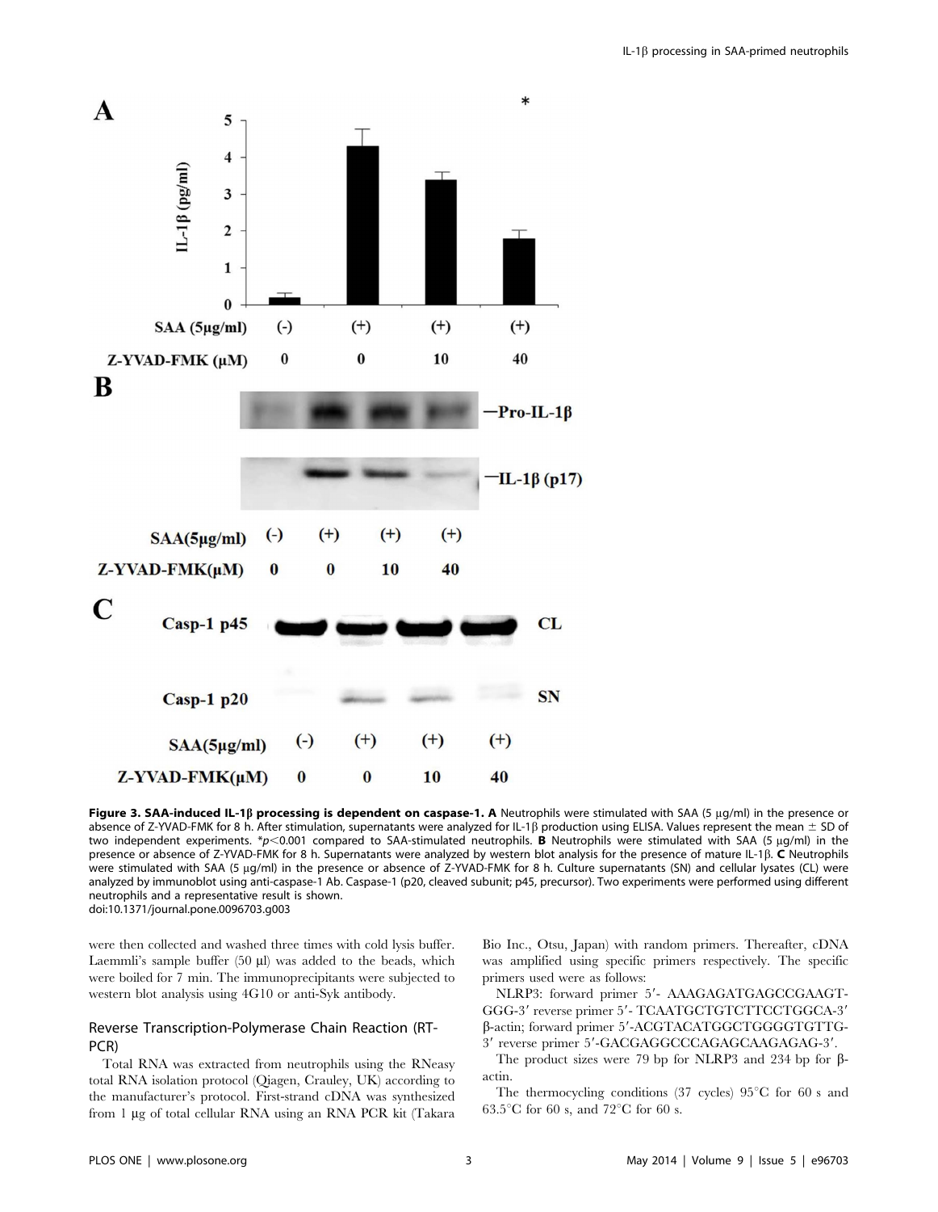**Figure 3. SAA-induced IL-1β processing is dependent on caspase-1. A** Neutrophils were stimulated with SAA (5 µg/ml) in the presence or absence of Z-YVAD-FMK for 8 h. After stimulation, supernatants were analyzed for IL-1β production using ELISA. Values represent the mean ± SD of two independent experiments. *$p<0.001$ compared to SAA-stimulated neutrophils. **B** Neutrophils were stimulated with SAA (5 µg/ml) in the presence or absence of Z-YVAD-FMK for 8 h. Supernatants were analyzed by western blot analysis for the presence of mature IL-1β. **C** Neutrophils were stimulated with SAA (5 µg/ml) in the presence or absence of Z-YVAD-FMK for 8 h. Culture supernatants (SN) and cellular lysates (CL) were analyzed by immunoblot using anti-caspase-1 Ab. Caspase-1 (p20, cleaved subunit; p45, precursor). Two experiments were performed using different neutrophils and a representative result is shown.
doi:10.1371/journal.pone.0096703.g003

were then collected and washed three times with cold lysis buffer. Laemmli's sample buffer (50 µl) was added to the beads, which were boiled for 7 min. The immunoprecipitants were subjected to western blot analysis using 4G10 or anti-Syk antibody.

## Reverse Transcription-Polymerase Chain Reaction (RT-PCR)

Total RNA was extracted from neutrophils using the RNeasy total RNA isolation protocol (Qiagen, Crauley, UK) according to the manufacturer's protocol. First-strand cDNA was synthesized from 1 µg of total cellular RNA using an RNA PCR kit (Takara Bio Inc., Otsu, Japan) with random primers. Thereafter, cDNA was amplified using specific primers respectively. The specific primers used were as follows:

NLRP3: forward primer 5′- AAAGAGATGAGCCGAAGT-GGG-3′ reverse primer 5′- TCAATGCTGTCTTCCTGGCA-3′ β-actin; forward primer 5′-ACGTACATGGCTGGGGTGTTG-3′ reverse primer 5′-GACGAGGCCCAGAGCAAGAGAG-3′.

The product sizes were 79 bp for NLRP3 and 234 bp for β-actin.

The thermocycling conditions (37 cycles) 95°C for 60 s and 63.5°C for 60 s, and 72°C for 60 s.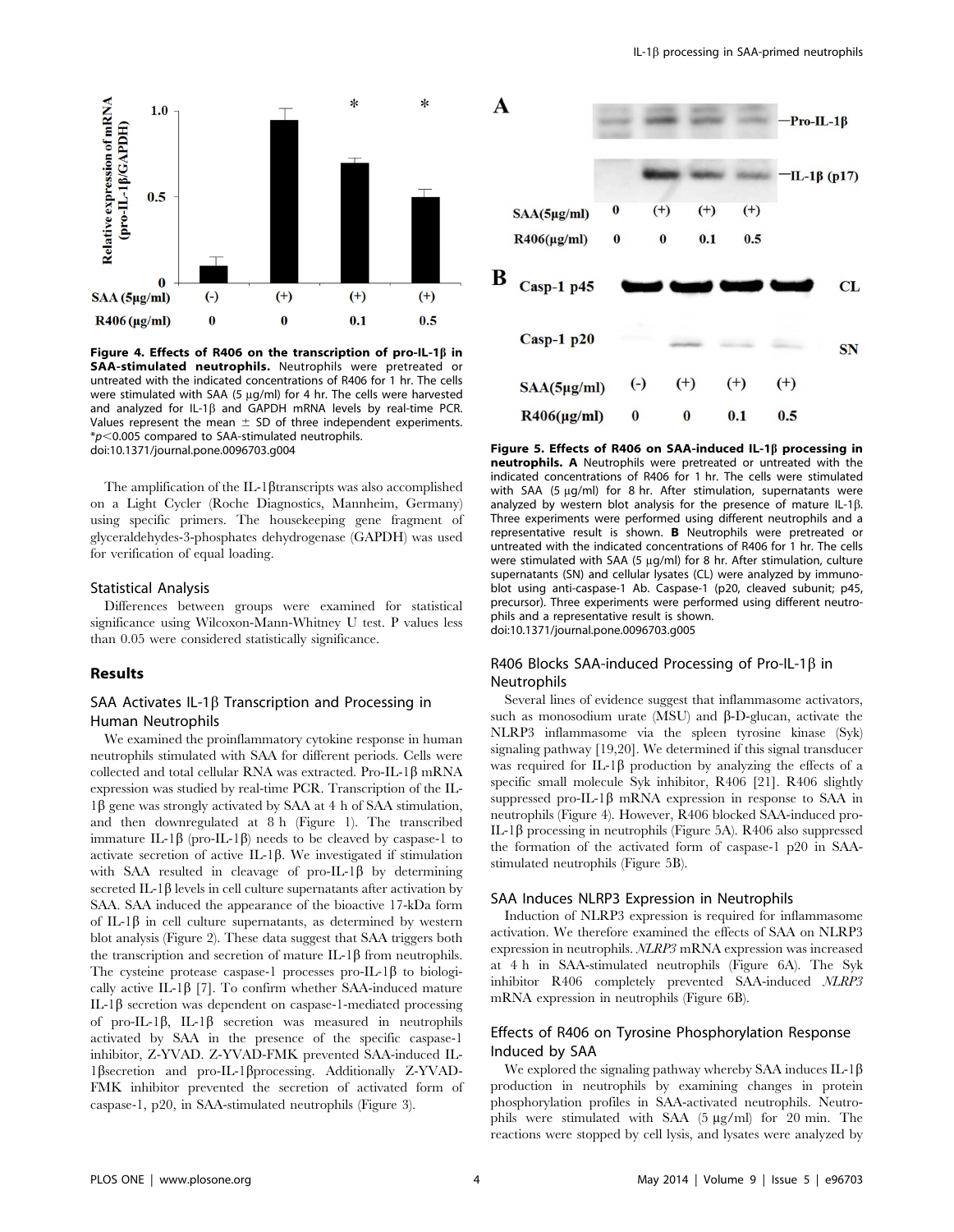**Figure 4. Effects of R406 on the transcription of pro-IL-1β in SAA-stimulated neutrophils.** Neutrophils were pretreated or untreated with the indicated concentrations of R406 for 1 hr. The cells were stimulated with SAA (5 μg/ml) for 4 hr. The cells were harvested and analyzed for IL-1β and GAPDH mRNA levels by real-time PCR. Values represent the mean ± SD of three independent experiments. *$p<0.005$ compared to SAA-stimulated neutrophils.
doi:10.1371/journal.pone.0096703.g004

The amplification of the IL-1βtranscripts was also accomplished on a Light Cycler (Roche Diagnostics, Mannheim, Germany) using specific primers. The housekeeping gene fragment of glyceraldehydes-3-phosphates dehydrogenase (GAPDH) was used for verification of equal loading.

### Statistical Analysis

Differences between groups were examined for statistical significance using Wilcoxon-Mann-Whitney U test. P values less than 0.05 were considered statistically significance.

## Results

### SAA Activates IL-1β Transcription and Processing in Human Neutrophils

We examined the proinflammatory cytokine response in human neutrophils stimulated with SAA for different periods. Cells were collected and total cellular RNA was extracted. Pro-IL-1β mRNA expression was studied by real-time PCR. Transcription of the IL-1β gene was strongly activated by SAA at 4 h of SAA stimulation, and then downregulated at 8 h (Figure 1). The transcribed immature IL-1β (pro-IL-1β) needs to be cleaved by caspase-1 to activate secretion of active IL-1β. We investigated if stimulation with SAA resulted in cleavage of pro-IL-1β by determining secreted IL-1β levels in cell culture supernatants after activation by SAA. SAA induced the appearance of the bioactive 17-kDa form of IL-1β in cell culture supernatants, as determined by western blot analysis (Figure 2). These data suggest that SAA triggers both the transcription and secretion of mature IL-1β from neutrophils. The cysteine protease caspase-1 processes pro-IL-1β to biologically active IL-1β [7]. To confirm whether SAA-induced mature IL-1β secretion was dependent on caspase-1-mediated processing of pro-IL-1β, IL-1β secretion was measured in neutrophils activated by SAA in the presence of the specific caspase-1 inhibitor, Z-YVAD. Z-YVAD-FMK prevented SAA-induced IL-1βsecretion and pro-IL-1βprocessing. Additionally Z-YVAD-FMK inhibitor prevented the secretion of activated form of caspase-1, p20, in SAA-stimulated neutrophils (Figure 3).

**Figure 5. Effects of R406 on SAA-induced IL-1β processing in neutrophils. A** Neutrophils were pretreated or untreated with the indicated concentrations of R406 for 1 hr. The cells were stimulated with SAA (5 μg/ml) for 8 hr. After stimulation, supernatants were analyzed by western blot analysis for the presence of mature IL-1β. Three experiments were performed using different neutrophils and a representative result is shown. **B** Neutrophils were pretreated or untreated with the indicated concentrations of R406 for 1 hr. The cells were stimulated with SAA (5 μg/ml) for 8 hr. After stimulation, culture supernatants (SN) and cellular lysates (CL) were analyzed by immunoblot using anti-caspase-1 Ab. Caspase-1 (p20, cleaved subunit; p45, precursor). Three experiments were performed using different neutrophils and a representative result is shown.
doi:10.1371/journal.pone.0096703.g005

### R406 Blocks SAA-induced Processing of Pro-IL-1β in Neutrophils

Several lines of evidence suggest that inflammasome activators, such as monosodium urate (MSU) and β-D-glucan, activate the NLRP3 inflammasome via the spleen tyrosine kinase (Syk) signaling pathway [19,20]. We determined if this signal transducer was required for IL-1β production by analyzing the effects of a specific small molecule Syk inhibitor, R406 [21]. R406 slightly suppressed pro-IL-1β mRNA expression in response to SAA in neutrophils (Figure 4). However, R406 blocked SAA-induced pro-IL-1β processing in neutrophils (Figure 5A). R406 also suppressed the formation of the activated form of caspase-1 p20 in SAA-stimulated neutrophils (Figure 5B).

### SAA Induces NLRP3 Expression in Neutrophils

Induction of NLRP3 expression is required for inflammasome activation. We therefore examined the effects of SAA on NLRP3 expression in neutrophils. *NLRP3* mRNA expression was increased at 4 h in SAA-stimulated neutrophils (Figure 6A). The Syk inhibitor R406 completely prevented SAA-induced *NLRP3* mRNA expression in neutrophils (Figure 6B).

### Effects of R406 on Tyrosine Phosphorylation Response Induced by SAA

We explored the signaling pathway whereby SAA induces IL-1β production in neutrophils by examining changes in protein phosphorylation profiles in SAA-activated neutrophils. Neutrophils were stimulated with SAA (5 μg/ml) for 20 min. The reactions were stopped by cell lysis, and lysates were analyzed by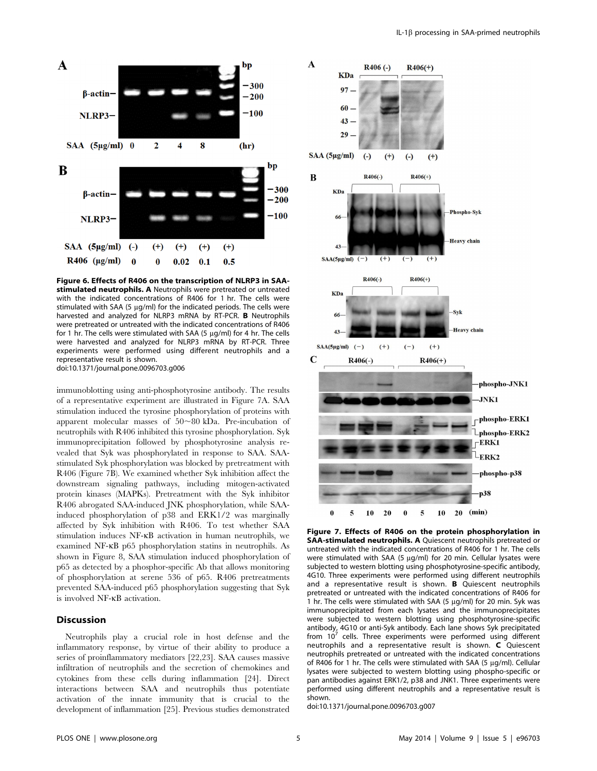**Figure 6. Effects of R406 on the transcription of NLRP3 in SAA-stimulated neutrophils. A** Neutrophils were pretreated or untreated with the indicated concentrations of R406 for 1 hr. The cells were stimulated with SAA (5 μg/ml) for the indicated periods. The cells were harvested and analyzed for NLRP3 mRNA by RT-PCR. **B** Neutrophils were pretreated or untreated with the indicated concentrations of R406 for 1 hr. The cells were stimulated with SAA (5 μg/ml) for 4 hr. The cells were harvested and analyzed for NLRP3 mRNA by RT-PCR. Three experiments were performed using different neutrophils and a representative result is shown.
doi:10.1371/journal.pone.0096703.g006

immunoblotting using anti-phosphotyrosine antibody. The results of a representative experiment are illustrated in Figure 7A. SAA stimulation induced the tyrosine phosphorylation of proteins with apparent molecular masses of 50~80 kDa. Pre-incubation of neutrophils with R406 inhibited this tyrosine phosphorylation. Syk immunoprecipitation followed by phosphotyrosine analysis revealed that Syk was phosphorylated in response to SAA. SAA-stimulated Syk phosphorylation was blocked by pretreatment with R406 (Figure 7B). We examined whether Syk inhibition affect the downstream signaling pathways, including mitogen-activated protein kinases (MAPKs). Pretreatment with the Syk inhibitor R406 abrogated SAA-induced JNK phosphorylation, while SAA-induced phosphorylation of p38 and ERK1/2 was marginally affected by Syk inhibition with R406. To test whether SAA stimulation induces NF-κB activation in human neutrophils, we examined NF-κB p65 phosphorylation statins in neutrophils. As shown in Figure 8, SAA stimulation induced phosphorylation of p65 as detected by a phosphor-specific Ab that allows monitoring of phosphorylation at serene 536 of p65. R406 pretreatments prevented SAA-induced p65 phosphorylation suggesting that Syk is involved NF-κB activation.

## Discussion

Neutrophils play a crucial role in host defense and the inflammatory response, by virtue of their ability to produce a series of proinflammatory mediators [22,23]. SAA causes massive infiltration of neutrophils and the secretion of chemokines and cytokines from these cells during inflammation [24]. Direct interactions between SAA and neutrophils thus potentiate activation of the innate immunity that is crucial to the development of inflammation [25]. Previous studies demonstrated

**Figure 7. Effects of R406 on the protein phosphorylation in SAA-stimulated neutrophils. A** Quiescent neutrophils pretreated or untreated with the indicated concentrations of R406 for 1 hr. The cells were stimulated with SAA (5 μg/ml) for 20 min. Cellular lysates were subjected to western blotting using phosphotyrosine-specific antibody, 4G10. Three experiments were performed using different neutrophils and a representative result is shown. **B** Quiescent neutrophils pretreated or untreated with the indicated concentrations of R406 for 1 hr. The cells were stimulated with SAA (5 μg/ml) for 20 min. Syk was immunoprecipitated from each lysates and the immunoprecipitates were subjected to western blotting using phosphotyrosine-specific antibody, 4G10 or anti-Syk antibody. Each lane shows Syk precipitated from $10^7$ cells. Three experiments were performed using different neutrophils and a representative result is shown. **C** Quiescent neutrophils pretreated or untreated with the indicated concentrations of R406 for 1 hr. The cells were stimulated with SAA (5 μg/ml). Cellular lysates were subjected to western blotting using phospho-specific or pan antibodies against ERK1/2, p38 and JNK1. Three experiments were performed using different neutrophils and a representative result is shown.
doi:10.1371/journal.pone.0096703.g007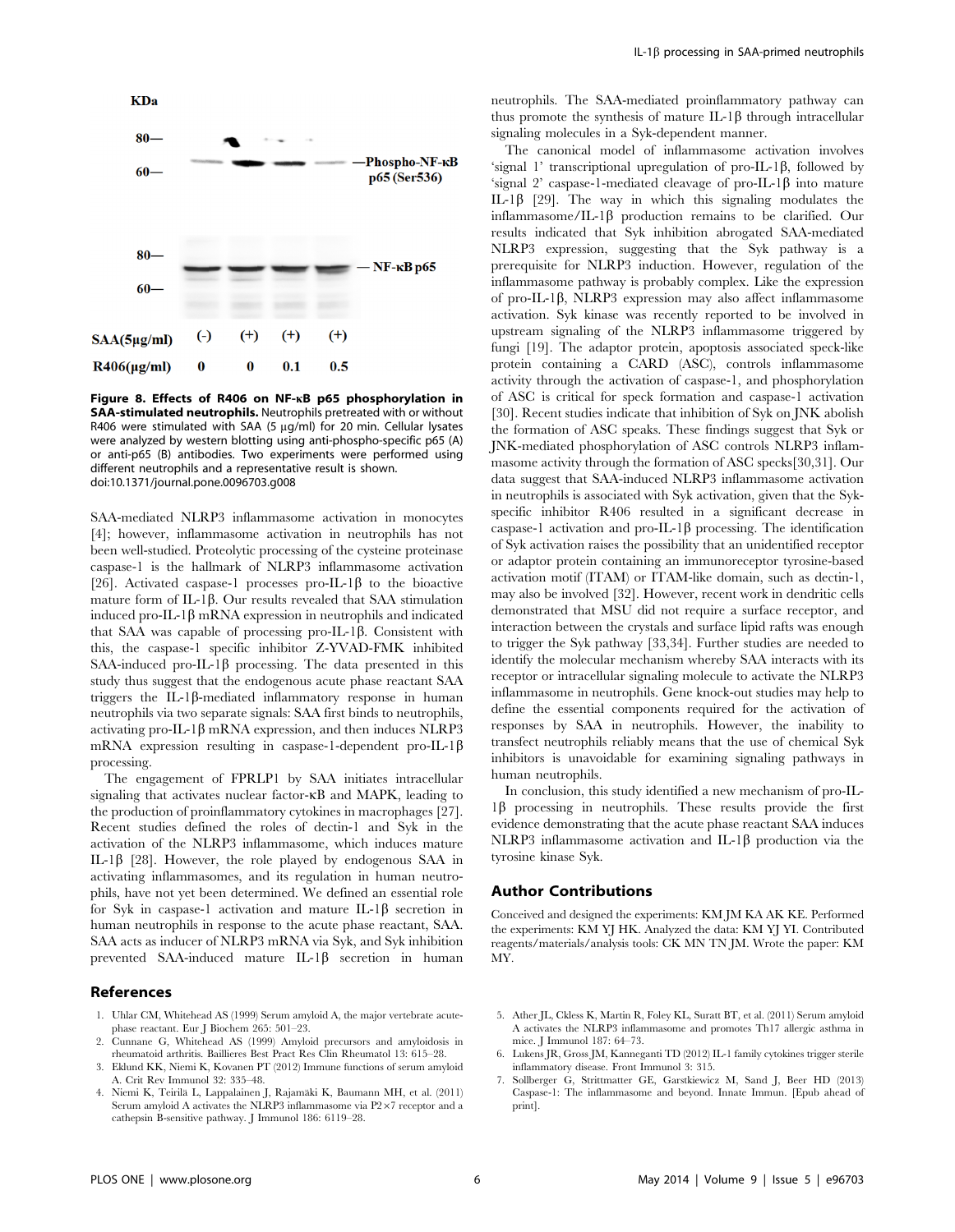KDa

80—

60—

—Phospho-NF-κB p65 (Ser536)

80—

60—

— NF-κB p65

| SAA(5μg/ml) | (-) | (+) | (+) | (+) |
| --- | --- | --- | --- | --- |
| R406(μg/ml) | 0 | 0 | 0.1 | 0.5 |

**Figure 8. Effects of R406 on NF-κB p65 phosphorylation in SAA-stimulated neutrophils.** Neutrophils pretreated with or without R406 were stimulated with SAA (5 μg/ml) for 20 min. Cellular lysates were analyzed by western blotting using anti-phospho-specific p65 (A) or anti-p65 (B) antibodies. Two experiments were performed using different neutrophils and a representative result is shown.
doi:10.1371/journal.pone.0096703.g008

SAA-mediated NLRP3 inflammasome activation in monocytes [4]; however, inflammasome activation in neutrophils has not been well-studied. Proteolytic processing of the cysteine proteinase caspase-1 is the hallmark of NLRP3 inflammasome activation [26]. Activated caspase-1 processes pro-IL-1β to the bioactive mature form of IL-1β. Our results revealed that SAA stimulation induced pro-IL-1β mRNA expression in neutrophils and indicated that SAA was capable of processing pro-IL-1β. Consistent with this, the caspase-1 specific inhibitor Z-YVAD-FMK inhibited SAA-induced pro-IL-1β processing. The data presented in this study thus suggest that the endogenous acute phase reactant SAA triggers the IL-1β-mediated inflammatory response in human neutrophils via two separate signals: SAA first binds to neutrophils, activating pro-IL-1β mRNA expression, and then induces NLRP3 mRNA expression resulting in caspase-1-dependent pro-IL-1β processing.

The engagement of FPRLP1 by SAA initiates intracellular signaling that activates nuclear factor-κB and MAPK, leading to the production of proinflammatory cytokines in macrophages [27]. Recent studies defined the roles of dectin-1 and Syk in the activation of the NLRP3 inflammasome, which induces mature IL-1β [28]. However, the role played by endogenous SAA in activating inflammasomes, and its regulation in human neutrophils, have not yet been determined. We defined an essential role for Syk in caspase-1 activation and mature IL-1β secretion in human neutrophils in response to the acute phase reactant, SAA. SAA acts as inducer of NLRP3 mRNA via Syk, and Syk inhibition prevented SAA-induced mature IL-1β secretion in human neutrophils. The SAA-mediated proinflammatory pathway can thus promote the synthesis of mature IL-1β through intracellular signaling molecules in a Syk-dependent manner.

The canonical model of inflammasome activation involves 'signal 1' transcriptional upregulation of pro-IL-1β, followed by 'signal 2' caspase-1-mediated cleavage of pro-IL-1β into mature IL-1β [29]. The way in which this signaling modulates the inflammasome/IL-1β production remains to be clarified. Our results indicated that Syk inhibition abrogated SAA-mediated NLRP3 expression, suggesting that the Syk pathway is a prerequisite for NLRP3 induction. However, regulation of the inflammasome pathway is probably complex. Like the expression of pro-IL-1β, NLRP3 expression may also affect inflammasome activation. Syk kinase was recently reported to be involved in upstream signaling of the NLRP3 inflammasome triggered by fungi [19]. The adaptor protein, apoptosis associated speck-like protein containing a CARD (ASC), controls inflammasome activity through the activation of caspase-1, and phosphorylation of ASC is critical for speck formation and caspase-1 activation [30]. Recent studies indicate that inhibition of Syk on JNK abolish the formation of ASC speaks. These findings suggest that Syk or JNK-mediated phosphorylation of ASC controls NLRP3 inflammasome activity through the formation of ASC specks[30,31]. Our data suggest that SAA-induced NLRP3 inflammasome activation in neutrophils is associated with Syk activation, given that the Syk-specific inhibitor R406 resulted in a significant decrease in caspase-1 activation and pro-IL-1β processing. The identification of Syk activation raises the possibility that an unidentified receptor or adaptor protein containing an immunoreceptor tyrosine-based activation motif (ITAM) or ITAM-like domain, such as dectin-1, may also be involved [32]. However, recent work in dendritic cells demonstrated that MSU did not require a surface receptor, and interaction between the crystals and surface lipid rafts was enough to trigger the Syk pathway [33,34]. Further studies are needed to identify the molecular mechanism whereby SAA interacts with its receptor or intracellular signaling molecule to activate the NLRP3 inflammasome in neutrophils. Gene knock-out studies may help to define the essential components required for the activation of responses by SAA in neutrophils. However, the inability to transfect neutrophils reliably means that the use of chemical Syk inhibitors is unavoidable for examining signaling pathways in human neutrophils.

In conclusion, this study identified a new mechanism of pro-IL-1β processing in neutrophils. These results provide the first evidence demonstrating that the acute phase reactant SAA induces NLRP3 inflammasome activation and IL-1β production via the tyrosine kinase Syk.

## Author Contributions

Conceived and designed the experiments: KM JM KA AK KE. Performed the experiments: KM YJ HK. Analyzed the data: KM YJ YI. Contributed reagents/materials/analysis tools: CK MN TN JM. Wrote the paper: KM MY.

## References

1. Uhlar CM, Whitehead AS (1999) Serum amyloid A, the major vertebrate acute-phase reactant. Eur J Biochem 265: 501–23.
2. Cunnane G, Whitehead AS (1999) Amyloid precursors and amyloidosis in rheumatoid arthritis. Baillieres Best Pract Res Clin Rheumatol 13: 615–28.
3. Eklund KK, Niemi K, Kovanen PT (2012) Immune functions of serum amyloid A. Crit Rev Immunol 32: 335–48.
4. Niemi K, Teirilä L, Lappalainen J, Rajamäki K, Baumann MH, et al. (2011) Serum amyloid A activates the NLRP3 inflammasome via P2×7 receptor and a cathepsin B-sensitive pathway. J Immunol 186: 6119–28.
5. Ather JL, Ckless K, Martin R, Foley KL, Suratt BT, et al. (2011) Serum amyloid A activates the NLRP3 inflammasome and promotes Th17 allergic asthma in mice. J Immunol 187: 64–73.
6. Lukens JR, Gross JM, Kanneganti TD (2012) IL-1 family cytokines trigger sterile inflammatory disease. Front Immunol 3: 315.
7. Sollberger G, Strittmatter GE, Garstkiewicz M, Sand J, Beer HD (2013) Caspase-1: The inflammasome and beyond. Innate Immun. [Epub ahead of print].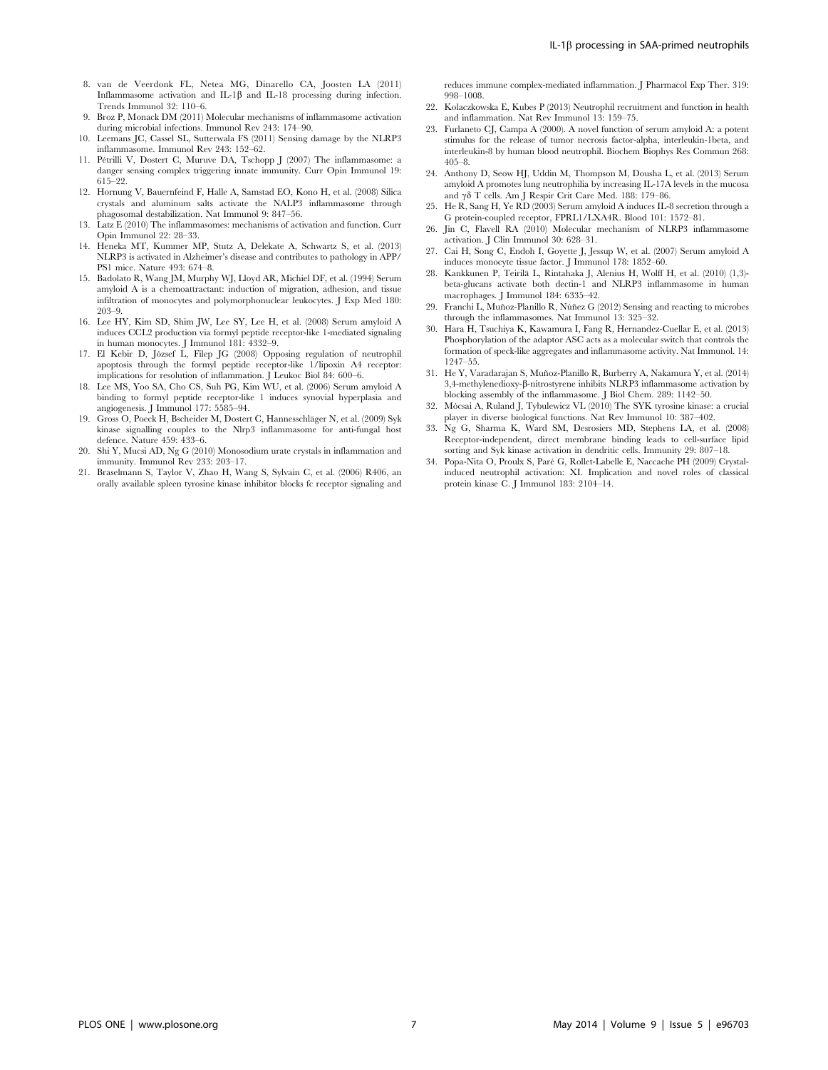8. van de Veerdonk FL, Netea MG, Dinarello CA, Joosten LA (2011) Inflammasome activation and IL-1β and IL-18 processing during infection. Trends Immunol 32: 110–6.
9. Broz P, Monack DM (2011) Molecular mechanisms of inflammasome activation during microbial infections. Immunol Rev 243: 174–90.
10. Leemans JC, Cassel SL, Sutterwala FS (2011) Sensing damage by the NLRP3 inflammasome. Immunol Rev 243: 152–62.
11. Pétrilli V, Dostert C, Muruve DA, Tschopp J (2007) The inflammasome: a danger sensing complex triggering innate immunity. Curr Opin Immunol 19: 615–22.
12. Hornung V, Bauernfeind F, Halle A, Samstad EO, Kono H, et al. (2008) Silica crystals and aluminum salts activate the NALP3 inflammasome through phagosomal destabilization. Nat Immunol 9: 847–56.
13. Latz E (2010) The inflammasomes: mechanisms of activation and function. Curr Opin Immunol 22: 28–33.
14. Heneka MT, Kummer MP, Stutz A, Delekate A, Schwartz S, et al. (2013) NLRP3 is activated in Alzheimer's disease and contributes to pathology in APP/PS1 mice. Nature 493: 674–8.
15. Badolato R, Wang JM, Murphy WJ, Lloyd AR, Michiel DF, et al. (1994) Serum amyloid A is a chemoattractant: induction of migration, adhesion, and tissue infiltration of monocytes and polymorphonuclear leukocytes. J Exp Med 180: 203–9.
16. Lee HY, Kim SD, Shim JW, Lee SY, Lee H, et al. (2008) Serum amyloid A induces CCL2 production via formyl peptide receptor-like 1-mediated signaling in human monocytes. J Immunol 181: 4332–9.
17. El Kebir D, József L, Filep JG (2008) Opposing regulation of neutrophil apoptosis through the formyl peptide receptor-like 1/lipoxin A4 receptor: implications for resolution of inflammation. J Leukoc Biol 84: 600–6.
18. Lee MS, Yoo SA, Cho CS, Suh PG, Kim WU, et al. (2006) Serum amyloid A binding to formyl peptide receptor-like 1 induces synovial hyperplasia and angiogenesis. J Immunol 177: 5585–94.
19. Gross O, Poeck H, Bscheider M, Dostert C, Hannesschläger N, et al. (2009) Syk kinase signalling couples to the Nlrp3 inflammasome for anti-fungal host defence. Nature 459: 433–6.
20. Shi Y, Mucsi AD, Ng G (2010) Monosodium urate crystals in inflammation and immunity. Immunol Rev 233: 203–17.
21. Braselmann S, Taylor V, Zhao H, Wang S, Sylvain C, et al. (2006) R406, an orally available spleen tyrosine kinase inhibitor blocks fc receptor signaling and reduces immune complex-mediated inflammation. J Pharmacol Exp Ther. 319: 998–1008.
22. Kolaczkowska E, Kubes P (2013) Neutrophil recruitment and function in health and inflammation. Nat Rev Immunol 13: 159–75.
23. Furlaneto CJ, Campa A (2000). A novel function of serum amyloid A: a potent stimulus for the release of tumor necrosis factor-alpha, interleukin-1beta, and interleukin-8 by human blood neutrophil. Biochem Biophys Res Commun 268: 405–8.
24. Anthony D, Seow HJ, Uddin M, Thompson M, Dousha L, et al. (2013) Serum amyloid A promotes lung neutrophilia by increasing IL-17A levels in the mucosa and γδ T cells. Am J Respir Crit Care Med. 188: 179–86.
25. He R, Sang H, Ye RD (2003) Serum amyloid A induces IL-8 secretion through a G protein-coupled receptor, FPRL1/LXA4R. Blood 101: 1572–81.
26. Jin C, Flavell RA (2010) Molecular mechanism of NLRP3 inflammasome activation. J Clin Immunol 30: 628–31.
27. Cai H, Song C, Endoh I, Goyette J, Jessup W, et al. (2007) Serum amyloid A induces monocyte tissue factor. J Immunol 178: 1852–60.
28. Kankkunen P, Teirilä L, Rintahaka J, Alenius H, Wolff H, et al. (2010) (1,3)-beta-glucans activate both dectin-1 and NLRP3 inflammasome in human macrophages. J Immunol 184: 6335–42.
29. Franchi L, Muñoz-Planillo R, Núñez G (2012) Sensing and reacting to microbes through the inflammasomes. Nat Immunol 13: 325–32.
30. Hara H, Tsuchiya K, Kawamura I, Fang R, Hernandez-Cuellar E, et al. (2013) Phosphorylation of the adaptor ASC acts as a molecular switch that controls the formation of speck-like aggregates and inflammasome activity. Nat Immunol. 14: 1247–55.
31. He Y, Varadarajan S, Muñoz-Planillo R, Burberry A, Nakamura Y, et al. (2014) 3,4-methylenedioxy-β-nitrostyrene inhibits NLRP3 inflammasome activation by blocking assembly of the inflammasome. J Biol Chem. 289: 1142–50.
32. Mócsai A, Ruland J, Tybulewicz VL (2010) The SYK tyrosine kinase: a crucial player in diverse biological functions. Nat Rev Immunol 10: 387–402.
33. Ng G, Sharma K, Ward SM, Desrosiers MD, Stephens LA, et al. (2008) Receptor-independent, direct membrane binding leads to cell-surface lipid sorting and Syk kinase activation in dendritic cells. Immunity 29: 807–18.
34. Popa-Nita O, Proulx S, Paré G, Rollet-Labelle E, Naccache PH (2009) Crystal-induced neutrophil activation: XI. Implication and novel roles of classical protein kinase C. J Immunol 183: 2104–14.